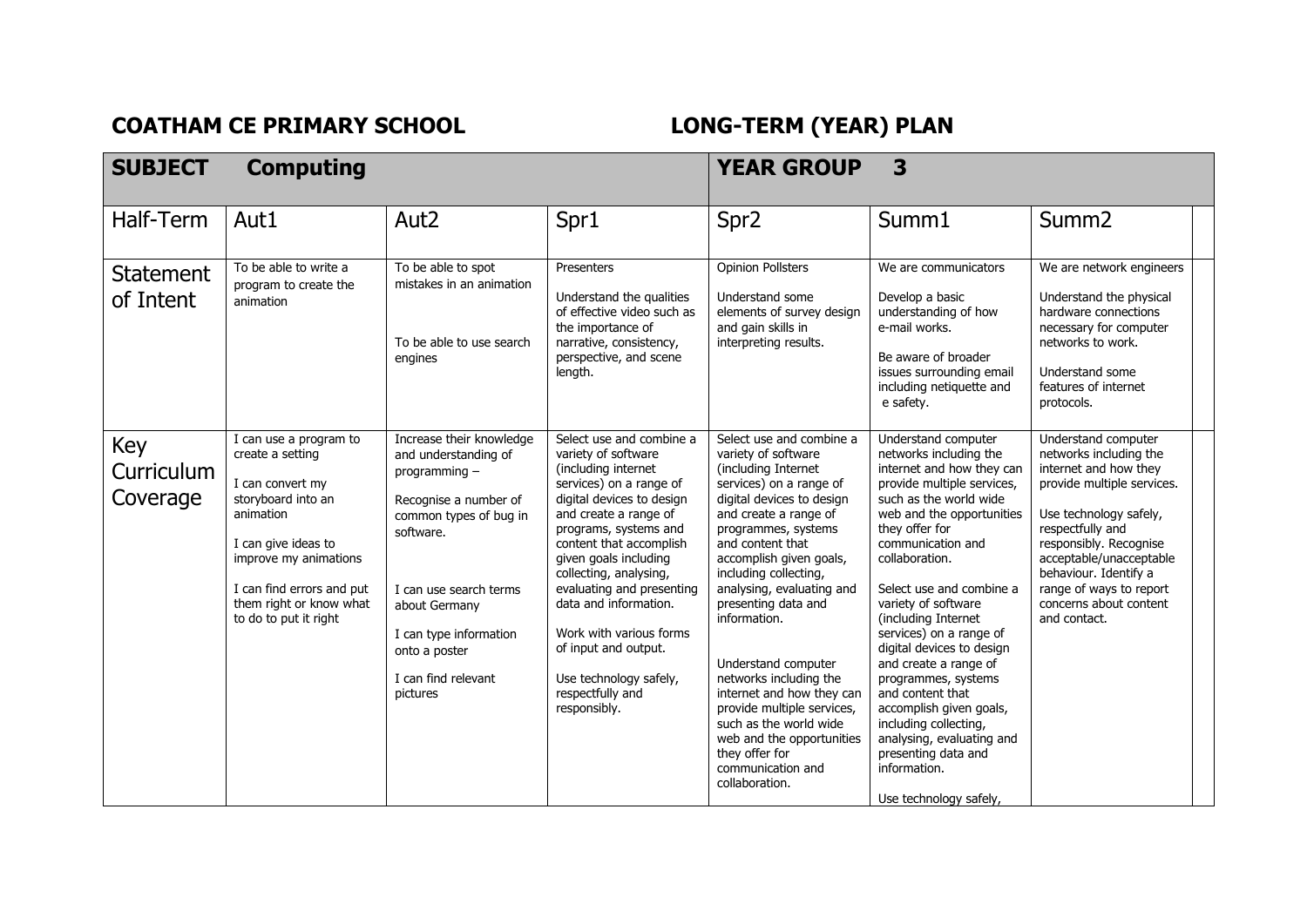**COATHAM CE PRIMARY SCHOOL** **LONG-TERM (YEAR) PLAN**

| **SUBJECT Computing** | | | | **YEAR GROUP 3** | | |
|---|---|---|---|---|---|---|
| Half-Term | Aut1 | Aut2 | Spr1 | Spr2 | Summ1 | Summ2 |
| Statement of Intent | To be able to write a program to create the animation | To be able to spot mistakes in an animation<br><br>To be able to use search engines | Presenters<br><br>Understand the qualities of effective video such as the importance of narrative, consistency, perspective, and scene length. | Opinion Pollsters<br><br>Understand some elements of survey design and gain skills in interpreting results. | We are communicators<br><br>Develop a basic understanding of how e-mail works.<br><br>Be aware of broader issues surrounding email including netiquette and e safety. | We are network engineers<br><br>Understand the physical hardware connections necessary for computer networks to work.<br><br>Understand some features of internet protocols. |
| Key Curriculum Coverage | I can use a program to create a setting<br><br>I can convert my storyboard into an animation<br><br>I can give ideas to improve my animations<br><br>I can find errors and put them right or know what to do to put it right | Increase their knowledge and understanding of programming –<br><br>Recognise a number of common types of bug in software.<br><br>I can use search terms about Germany<br><br>I can type information onto a poster<br><br>I can find relevant pictures | Select use and combine a variety of software (including internet services) on a range of digital devices to design and create a range of programs, systems and content that accomplish given goals including collecting, analysing, evaluating and presenting data and information.<br><br>Work with various forms of input and output.<br><br>Use technology safely, respectfully and responsibly. | Select use and combine a variety of software (including Internet services) on a range of digital devices to design and create a range of programmes, systems and content that accomplish given goals, including collecting, analysing, evaluating and presenting data and information.<br><br>Understand computer networks including the internet and how they can provide multiple services, such as the world wide web and the opportunities they offer for communication and collaboration. | Understand computer networks including the internet and how they can provide multiple services, such as the world wide web and the opportunities they offer for communication and collaboration.<br><br>Select use and combine a variety of software (including Internet services) on a range of digital devices to design and create a range of programmes, systems and content that accomplish given goals, including collecting, analysing, evaluating and presenting data and information.<br><br>Use technology safely, | Understand computer networks including the internet and how they provide multiple services.<br><br>Use technology safely, respectfully and responsibly. Recognise acceptable/unacceptable behaviour. Identify a range of ways to report concerns about content and contact. |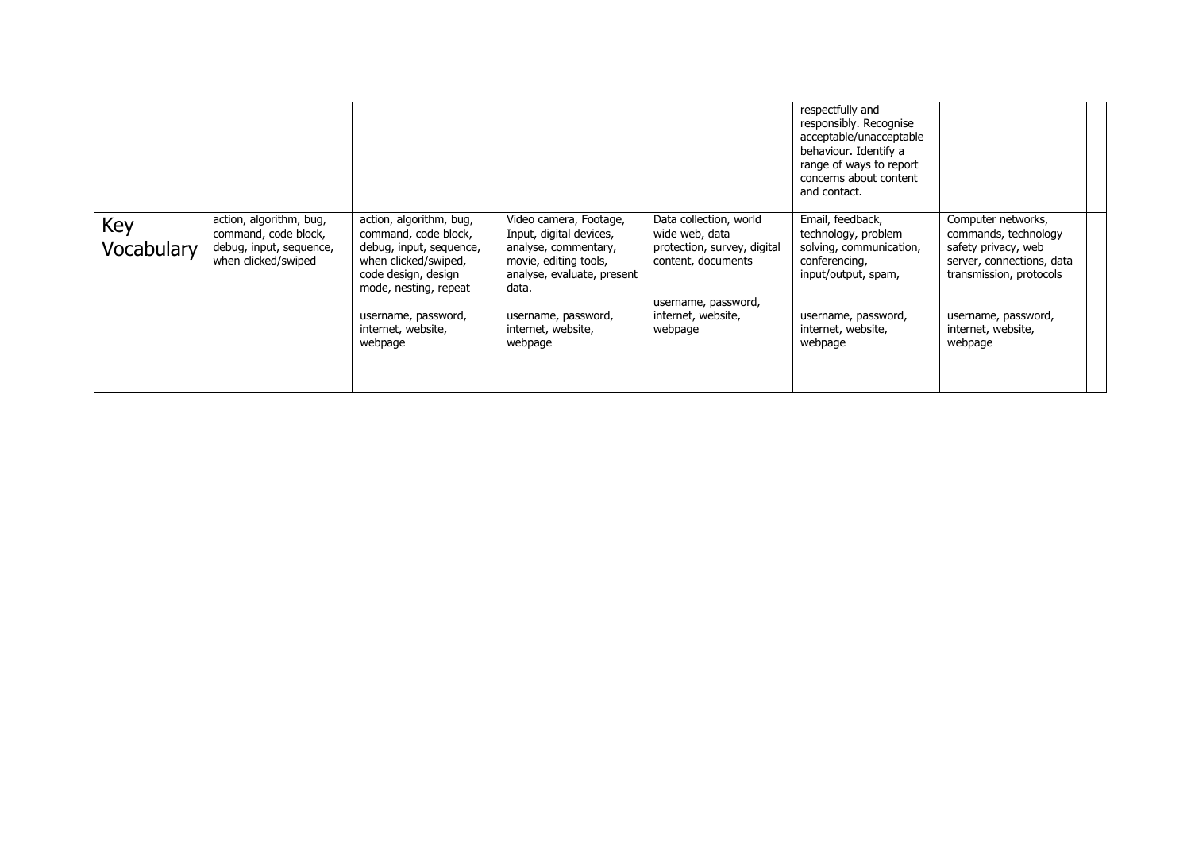| | | | | | | | |
|---|---|---|---|---|---|---|---|
| | | | | | respectfully and responsibly. Recognise acceptable/unacceptable behaviour. Identify a range of ways to report concerns about content and contact. | | |
| Key Vocabulary | action, algorithm, bug, command, code block, debug, input, sequence, when clicked/swiped | action, algorithm, bug, command, code block, debug, input, sequence, when clicked/swiped, code design, design mode, nesting, repeat<br><br>username, password, internet, website, webpage | Video camera, Footage, Input, digital devices, analyse, commentary, movie, editing tools, analyse, evaluate, present data.<br><br>username, password, internet, website, webpage | Data collection, world wide web, data protection, survey, digital content, documents<br><br>username, password, internet, website, webpage | Email, feedback, technology, problem solving, communication, conferencing, input/output, spam,<br><br>username, password, internet, website, webpage | Computer networks, commands, technology safety privacy, web server, connections, data transmission, protocols<br><br>username, password, internet, website, webpage | |